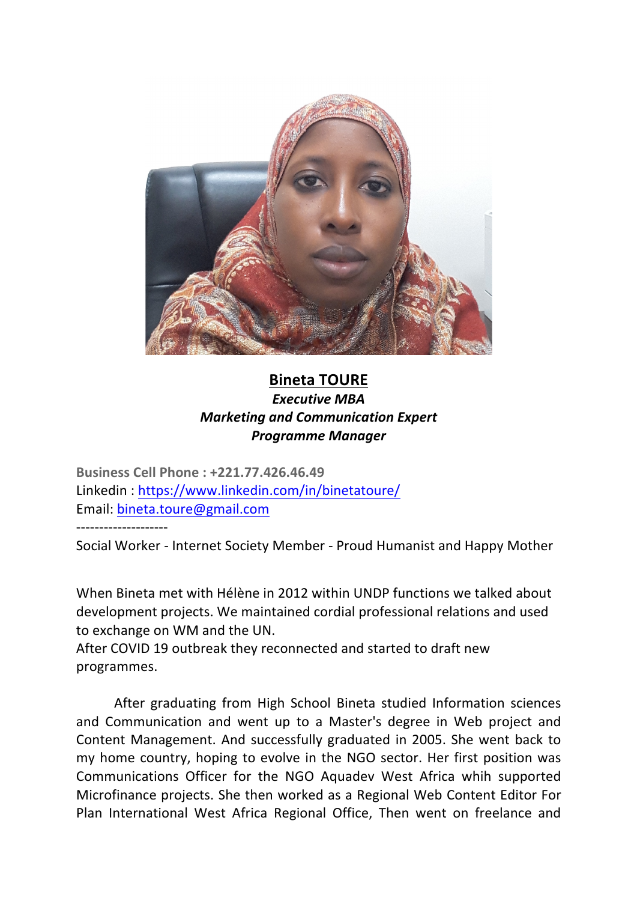**Bineta TOURE**

***Executive MBA***

***Marketing and Communication Expert***

***Programme Manager***

**Business Cell Phone : +221.77.426.46.49**

Linkedin : https://www.linkedin.com/in/binetatoure/

Email: bineta.toure@gmail.com

--------------------

Social Worker - Internet Society Member - Proud Humanist and Happy Mother

When Bineta met with Hélène in 2012 within UNDP functions we talked about development projects. We maintained cordial professional relations and used to exchange on WM and the UN.

After COVID 19 outbreak they reconnected and started to draft new programmes.

After graduating from High School Bineta studied Information sciences and Communication and went up to a Master's degree in Web project and Content Management. And successfully graduated in 2005. She went back to my home country, hoping to evolve in the NGO sector. Her first position was Communications Officer for the NGO Aquadev West Africa whih supported Microfinance projects. She then worked as a Regional Web Content Editor For Plan International West Africa Regional Office, Then went on freelance and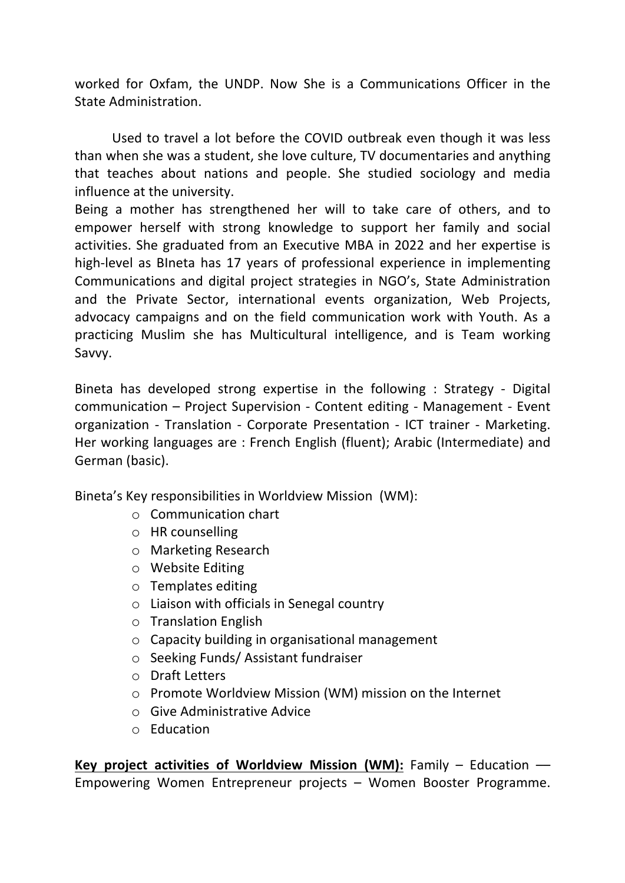worked for Oxfam, the UNDP. Now She is a Communications Officer in the State Administration.

Used to travel a lot before the COVID outbreak even though it was less than when she was a student, she love culture, TV documentaries and anything that teaches about nations and people. She studied sociology and media influence at the university.
Being a mother has strengthened her will to take care of others, and to empower herself with strong knowledge to support her family and social activities. She graduated from an Executive MBA in 2022 and her expertise is high-level as BIneta has 17 years of professional experience in implementing Communications and digital project strategies in NGO's, State Administration and the Private Sector, international events organization, Web Projects, advocacy campaigns and on the field communication work with Youth. As a practicing Muslim she has Multicultural intelligence, and is Team working Savvy.

Bineta has developed strong expertise in the following : Strategy - Digital communication – Project Supervision - Content editing - Management - Event organization - Translation - Corporate Presentation - ICT trainer - Marketing. Her working languages are : French English (fluent); Arabic (Intermediate) and German (basic).

Bineta's Key responsibilities in Worldview Mission (WM):

- Communication chart
- HR counselling
- Marketing Research
- Website Editing
- Templates editing
- Liaison with officials in Senegal country
- Translation English
- Capacity building in organisational management
- Seeking Funds/ Assistant fundraiser
- Draft Letters
- Promote Worldview Mission (WM) mission on the Internet
- Give Administrative Advice
- Education

**Key project activities of Worldview Mission (WM):** Family – Education –– Empowering Women Entrepreneur projects – Women Booster Programme.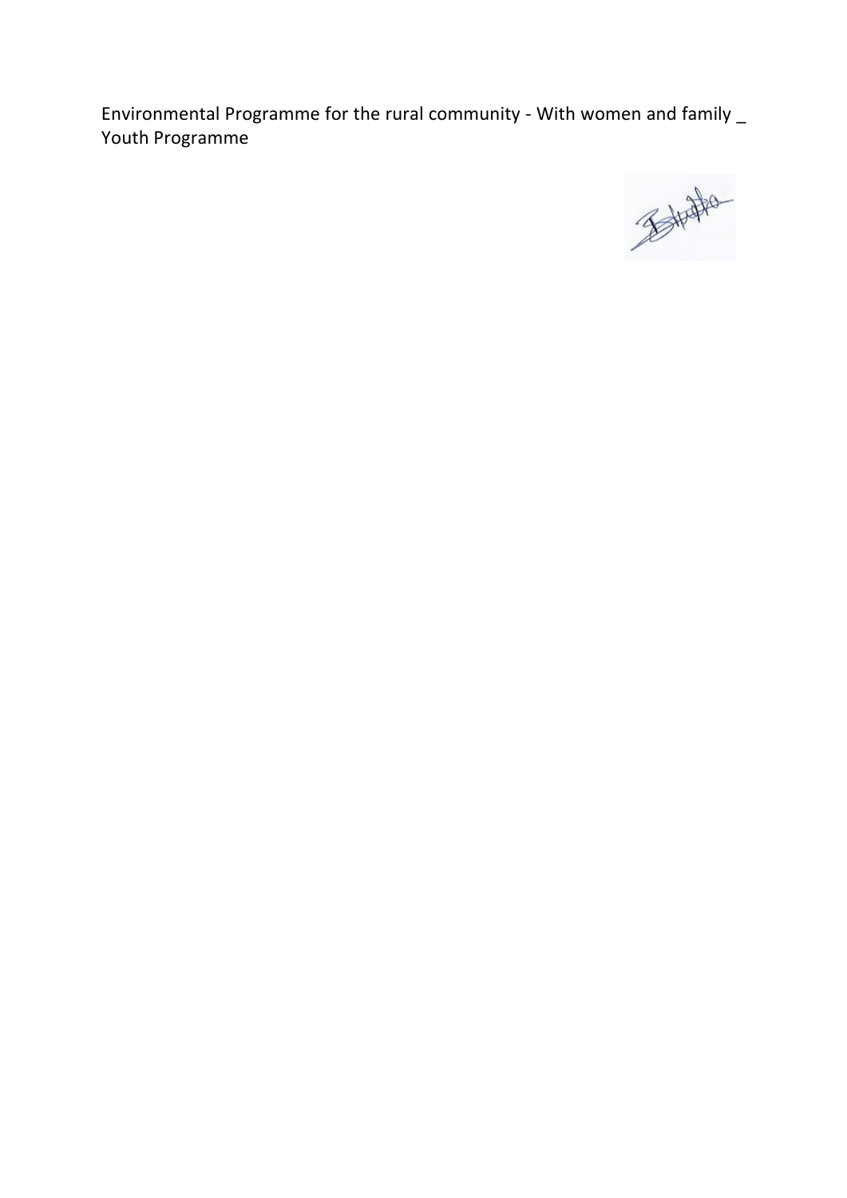Environmental Programme for the rural community - With women and family _ Youth Programme